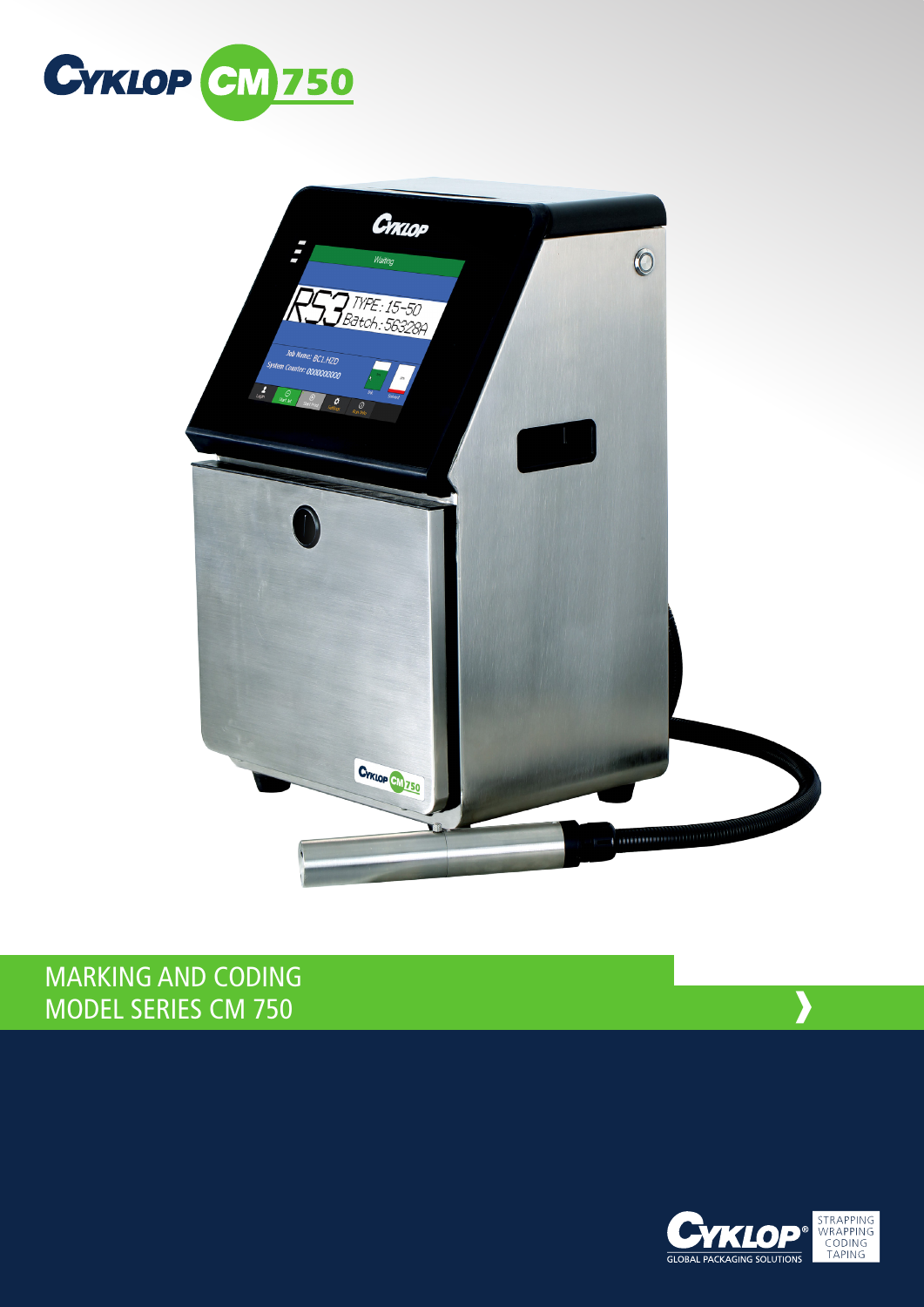# CYKLOP CM 750

## MARKING AND CODING
## MODEL SERIES CM 750

CYKLOP® GLOBAL PACKAGING SOLUTIONS

STRAPPING
WRAPPING
CODING
TAPING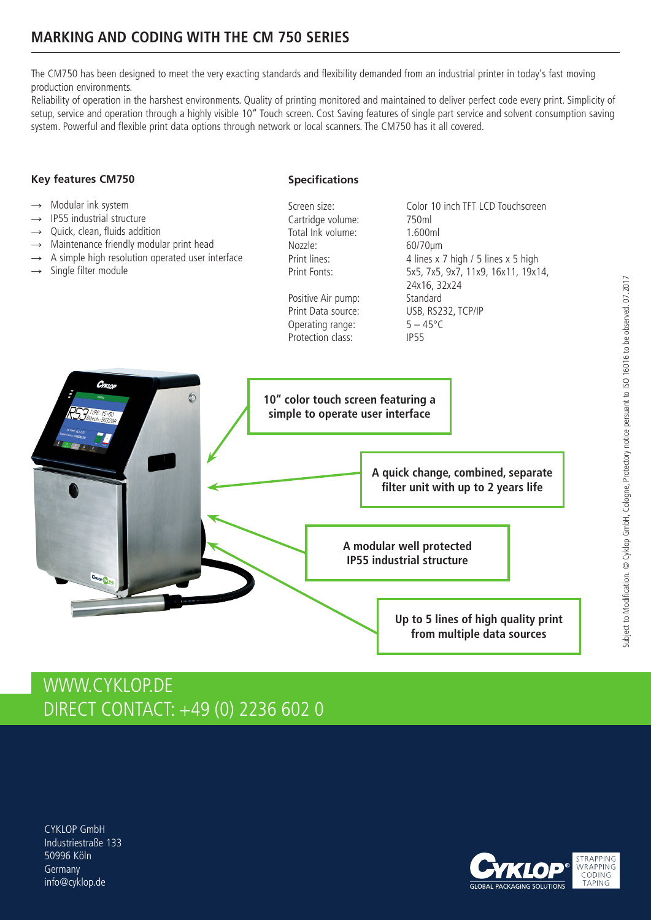## MARKING AND CODING WITH THE CM 750 SERIES

The CM750 has been designed to meet the very exacting standards and flexibility demanded from an industrial printer in today's fast moving production environments.
Reliability of operation in the harshest environments. Quality of printing monitored and maintained to deliver perfect code every print. Simplicity of setup, service and operation through a highly visible 10" Touch screen. Cost Saving features of single part service and solvent consumption saving system. Powerful and flexible print data options through network or local scanners. The CM750 has it all covered.

### Key features CM750

- → Modular ink system
- → IP55 industrial structure
- → Quick, clean, fluids addition
- → Maintenance friendly modular print head
- → A simple high resolution operated user interface
- → Single filter module

### Specifications

| | |
|---|---|
| Screen size: | Color 10 inch TFT LCD Touchscreen |
| Cartridge volume: | 750ml |
| Total Ink volume: | 1.600ml |
| Nozzle: | 60/70µm |
| Print lines: | 4 lines x 7 high / 5 lines x 5 high |
| Print Fonts: | 5x5, 7x5, 9x7, 11x9, 16x11, 19x14, 24x16, 32x24 |
| Positive Air pump: | Standard |
| Print Data source: | USB, RS232, TCP/IP |
| Operating range: | 5 – 45°C |
| Protection class: | IP55 |

**10" color touch screen featuring a simple to operate user interface**

**A quick change, combined, separate filter unit with up to 2 years life**

**A modular well protected IP55 industrial structure**

**Up to 5 lines of high quality print from multiple data sources**

Subject to Modification. © Cyklop GmbH, Cologne, Protectory notice persuant to ISO 16016 to be observed. 07.2017

WWW.CYKLOP.DE
DIRECT CONTACT: +49 (0) 2236 602 0

CYKLOP GmbH
Industriestraße 133
50996 Köln
Germany
info@cyklop.de

CYKLOP® GLOBAL PACKAGING SOLUTIONS — STRAPPING WRAPPING CODING TAPING